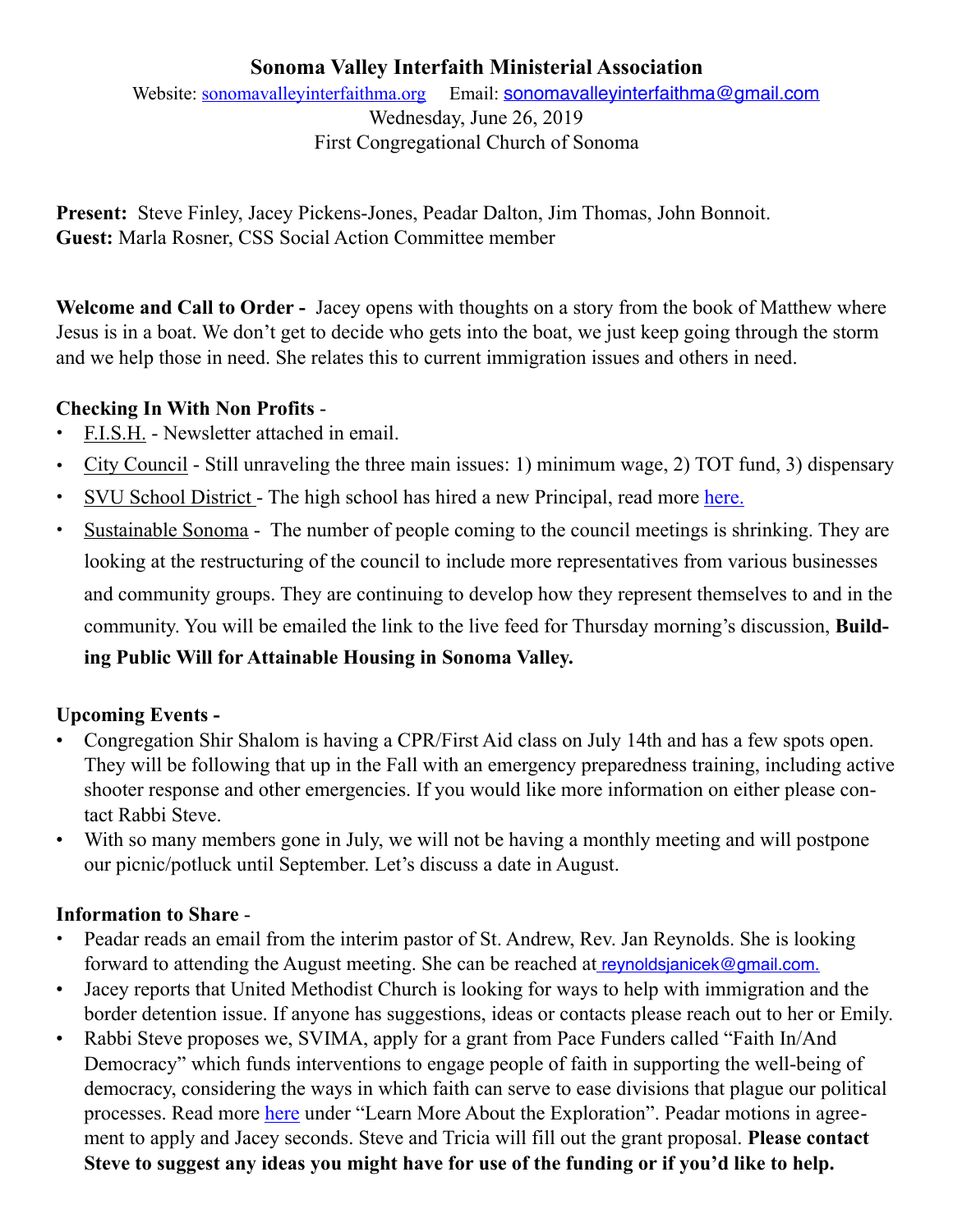# Sonoma Valley Interfaith Ministerial Association

Website: sonomavalleyinterfaithma.org     Email: sonomavalleyinterfaithma@gmail.com

Wednesday, June 26, 2019

First Congregational Church of Sonoma

**Present:** Steve Finley, Jacey Pickens-Jones, Peadar Dalton, Jim Thomas, John Bonnoit.
**Guest:** Marla Rosner, CSS Social Action Committee member

**Welcome and Call to Order -** Jacey opens with thoughts on a story from the book of Matthew where Jesus is in a boat. We don't get to decide who gets into the boat, we just keep going through the storm and we help those in need. She relates this to current immigration issues and others in need.

**Checking In With Non Profits** -

- F.I.S.H. - Newsletter attached in email.
- City Council - Still unraveling the three main issues: 1) minimum wage, 2) TOT fund, 3) dispensary
- SVU School District - The high school has hired a new Principal, read more here.
- Sustainable Sonoma - The number of people coming to the council meetings is shrinking. They are looking at the restructuring of the council to include more representatives from various businesses and community groups. They are continuing to develop how they represent themselves to and in the community. You will be emailed the link to the live feed for Thursday morning's discussion, **Building Public Will for Attainable Housing in Sonoma Valley.**

**Upcoming Events -**

- Congregation Shir Shalom is having a CPR/First Aid class on July 14th and has a few spots open. They will be following that up in the Fall with an emergency preparedness training, including active shooter response and other emergencies. If you would like more information on either please contact Rabbi Steve.
- With so many members gone in July, we will not be having a monthly meeting and will postpone our picnic/potluck until September. Let's discuss a date in August.

**Information to Share** -

- Peadar reads an email from the interim pastor of St. Andrew, Rev. Jan Reynolds. She is looking forward to attending the August meeting. She can be reached at reynoldsjanicek@gmail.com.
- Jacey reports that United Methodist Church is looking for ways to help with immigration and the border detention issue. If anyone has suggestions, ideas or contacts please reach out to her or Emily.
- Rabbi Steve proposes we, SVIMA, apply for a grant from Pace Funders called "Faith In/And Democracy" which funds interventions to engage people of faith in supporting the well-being of democracy, considering the ways in which faith can serve to ease divisions that plague our political processes. Read more here under "Learn More About the Exploration". Peadar motions in agreement to apply and Jacey seconds. Steve and Tricia will fill out the grant proposal. **Please contact Steve to suggest any ideas you might have for use of the funding or if you'd like to help.**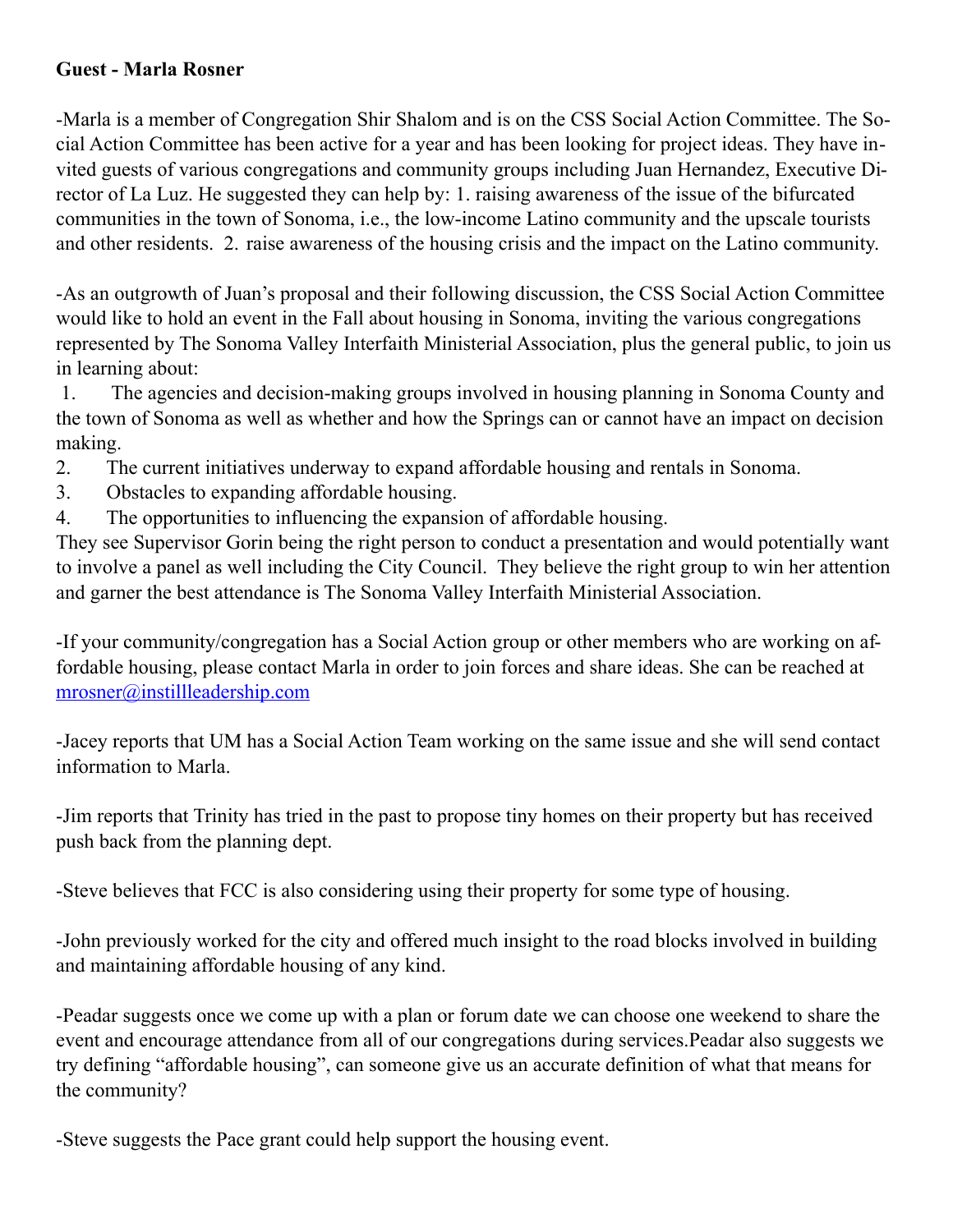**Guest - Marla Rosner**

-Marla is a member of Congregation Shir Shalom and is on the CSS Social Action Committee. The Social Action Committee has been active for a year and has been looking for project ideas. They have invited guests of various congregations and community groups including Juan Hernandez, Executive Director of La Luz. He suggested they can help by: 1. raising awareness of the issue of the bifurcated communities in the town of Sonoma, i.e., the low-income Latino community and the upscale tourists and other residents. 2. raise awareness of the housing crisis and the impact on the Latino community.

-As an outgrowth of Juan's proposal and their following discussion, the CSS Social Action Committee would like to hold an event in the Fall about housing in Sonoma, inviting the various congregations represented by The Sonoma Valley Interfaith Ministerial Association, plus the general public, to join us in learning about:

1. The agencies and decision-making groups involved in housing planning in Sonoma County and the town of Sonoma as well as whether and how the Springs can or cannot have an impact on decision making.
2. The current initiatives underway to expand affordable housing and rentals in Sonoma.
3. Obstacles to expanding affordable housing.
4. The opportunities to influencing the expansion of affordable housing.

They see Supervisor Gorin being the right person to conduct a presentation and would potentially want to involve a panel as well including the City Council. They believe the right group to win her attention and garner the best attendance is The Sonoma Valley Interfaith Ministerial Association.

-If your community/congregation has a Social Action group or other members who are working on affordable housing, please contact Marla in order to join forces and share ideas. She can be reached at mrosner@instillleadership.com

-Jacey reports that UM has a Social Action Team working on the same issue and she will send contact information to Marla.

-Jim reports that Trinity has tried in the past to propose tiny homes on their property but has received push back from the planning dept.

-Steve believes that FCC is also considering using their property for some type of housing.

-John previously worked for the city and offered much insight to the road blocks involved in building and maintaining affordable housing of any kind.

-Peadar suggests once we come up with a plan or forum date we can choose one weekend to share the event and encourage attendance from all of our congregations during services.Peadar also suggests we try defining "affordable housing", can someone give us an accurate definition of what that means for the community?

-Steve suggests the Pace grant could help support the housing event.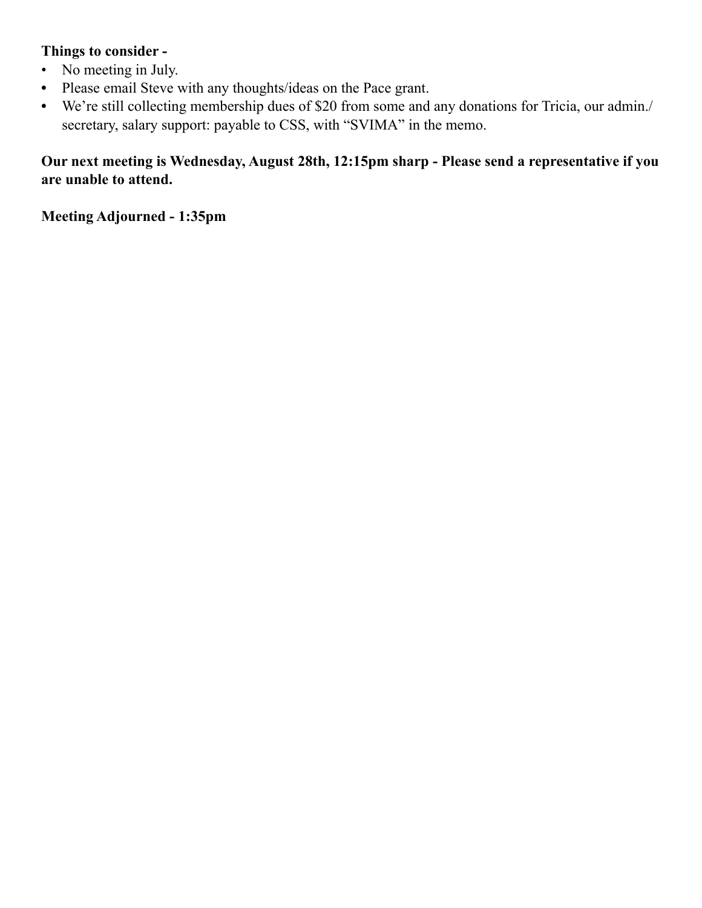**Things to consider -**

- No meeting in July.
- Please email Steve with any thoughts/ideas on the Pace grant.
- We're still collecting membership dues of $20 from some and any donations for Tricia, our admin./ secretary, salary support: payable to CSS, with "SVIMA" in the memo.

**Our next meeting is Wednesday, August 28th, 12:15pm sharp - Please send a representative if you are unable to attend.**

**Meeting Adjourned - 1:35pm**